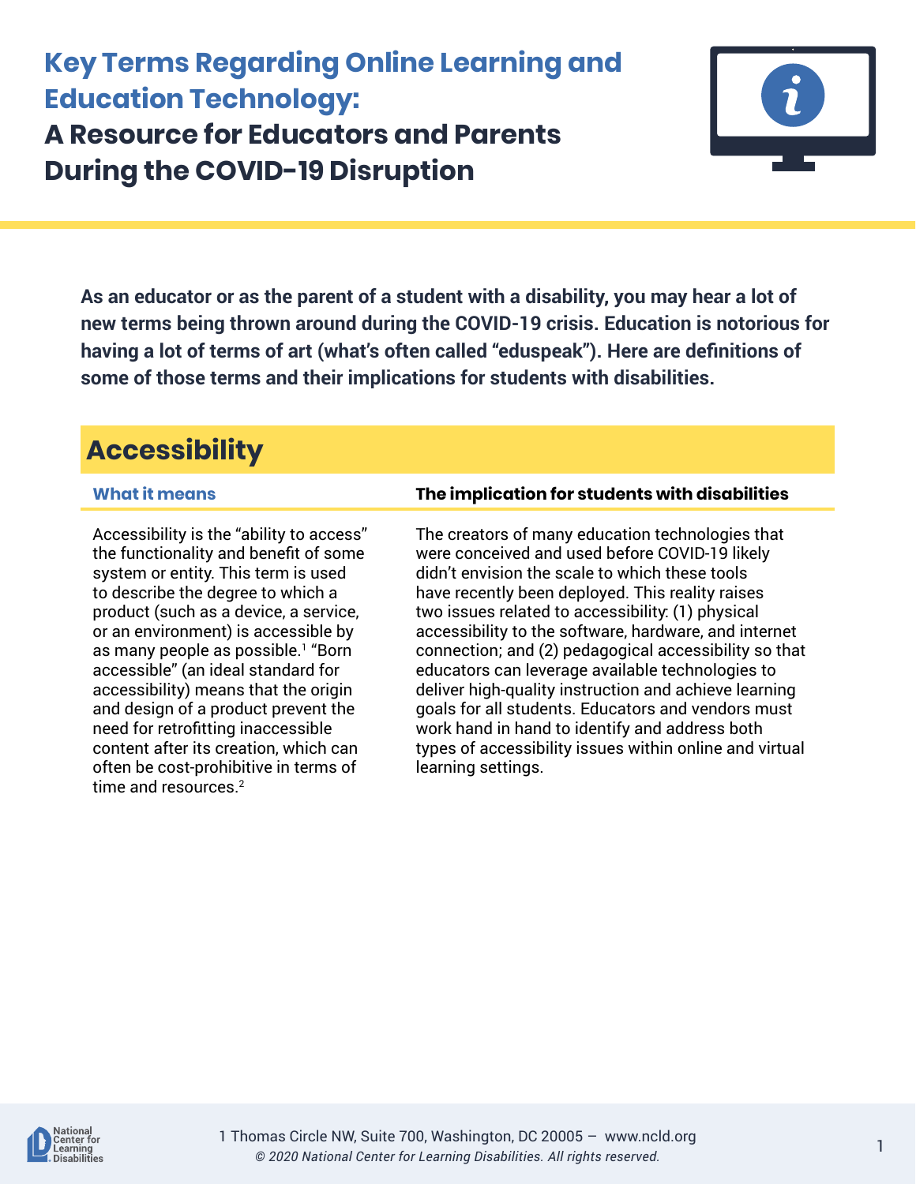# Key Terms Regarding Online Learning and Education Technology:

## A Resource for Educators and Parents During the COVID-19 Disruption

**As an educator or as the parent of a student with a disability, you may hear a lot of new terms being thrown around during the COVID-19 crisis. Education is notorious for having a lot of terms of art (what's often called "eduspeak"). Here are definitions of some of those terms and their implications for students with disabilities.**

## Accessibility

| What it means | The implication for students with disabilities |
|---|---|
| Accessibility is the "ability to access" the functionality and benefit of some system or entity. This term is used to describe the degree to which a product (such as a device, a service, or an environment) is accessible by as many people as possible.[1] "Born accessible" (an ideal standard for accessibility) means that the origin and design of a product prevent the need for retrofitting inaccessible content after its creation, which can often be cost-prohibitive in terms of time and resources.[2] | The creators of many education technologies that were conceived and used before COVID-19 likely didn't envision the scale to which these tools have recently been deployed. This reality raises two issues related to accessibility: (1) physical accessibility to the software, hardware, and internet connection; and (2) pedagogical accessibility so that educators can leverage available technologies to deliver high-quality instruction and achieve learning goals for all students. Educators and vendors must work hand in hand to identify and address both types of accessibility issues within online and virtual learning settings. |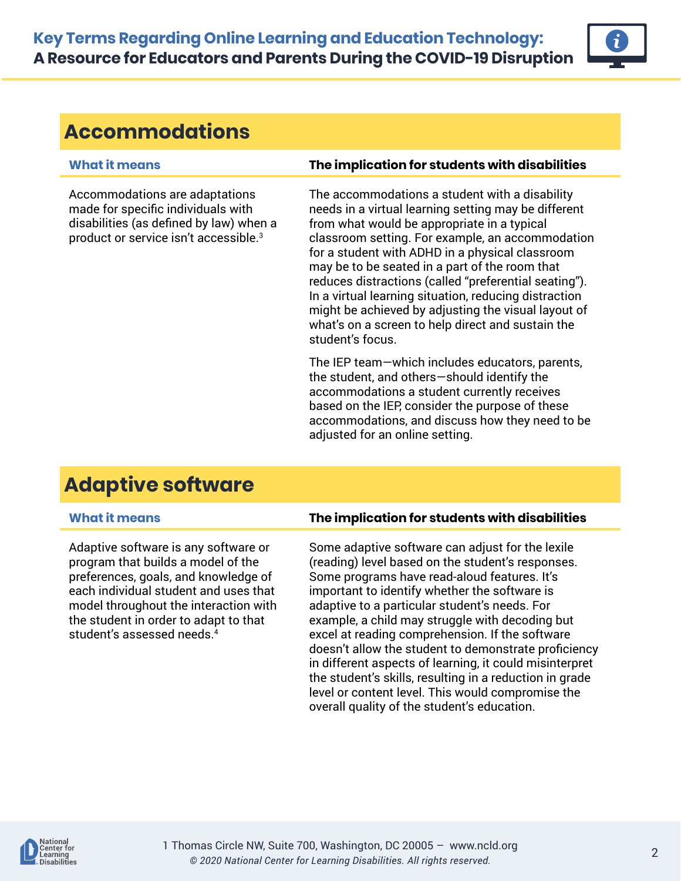## Accommodations

| What it means | The implication for students with disabilities |
|---|---|
| Accommodations are adaptations made for specific individuals with disabilities (as defined by law) when a product or service isn't accessible.[3] | The accommodations a student with a disability needs in a virtual learning setting may be different from what would be appropriate in a typical classroom setting. For example, an accommodation for a student with ADHD in a physical classroom may be to be seated in a part of the room that reduces distractions (called "preferential seating"). In a virtual learning situation, reducing distraction might be achieved by adjusting the visual layout of what's on a screen to help direct and sustain the student's focus.<br><br>The IEP team—which includes educators, parents, the student, and others—should identify the accommodations a student currently receives based on the IEP, consider the purpose of these accommodations, and discuss how they need to be adjusted for an online setting. |

## Adaptive software

| What it means | The implication for students with disabilities |
|---|---|
| Adaptive software is any software or program that builds a model of the preferences, goals, and knowledge of each individual student and uses that model throughout the interaction with the student in order to adapt to that student's assessed needs.[4] | Some adaptive software can adjust for the lexile (reading) level based on the student's responses. Some programs have read-aloud features. It's important to identify whether the software is adaptive to a particular student's needs. For example, a child may struggle with decoding but excel at reading comprehension. If the software doesn't allow the student to demonstrate proficiency in different aspects of learning, it could misinterpret the student's skills, resulting in a reduction in grade level or content level. This would compromise the overall quality of the student's education. |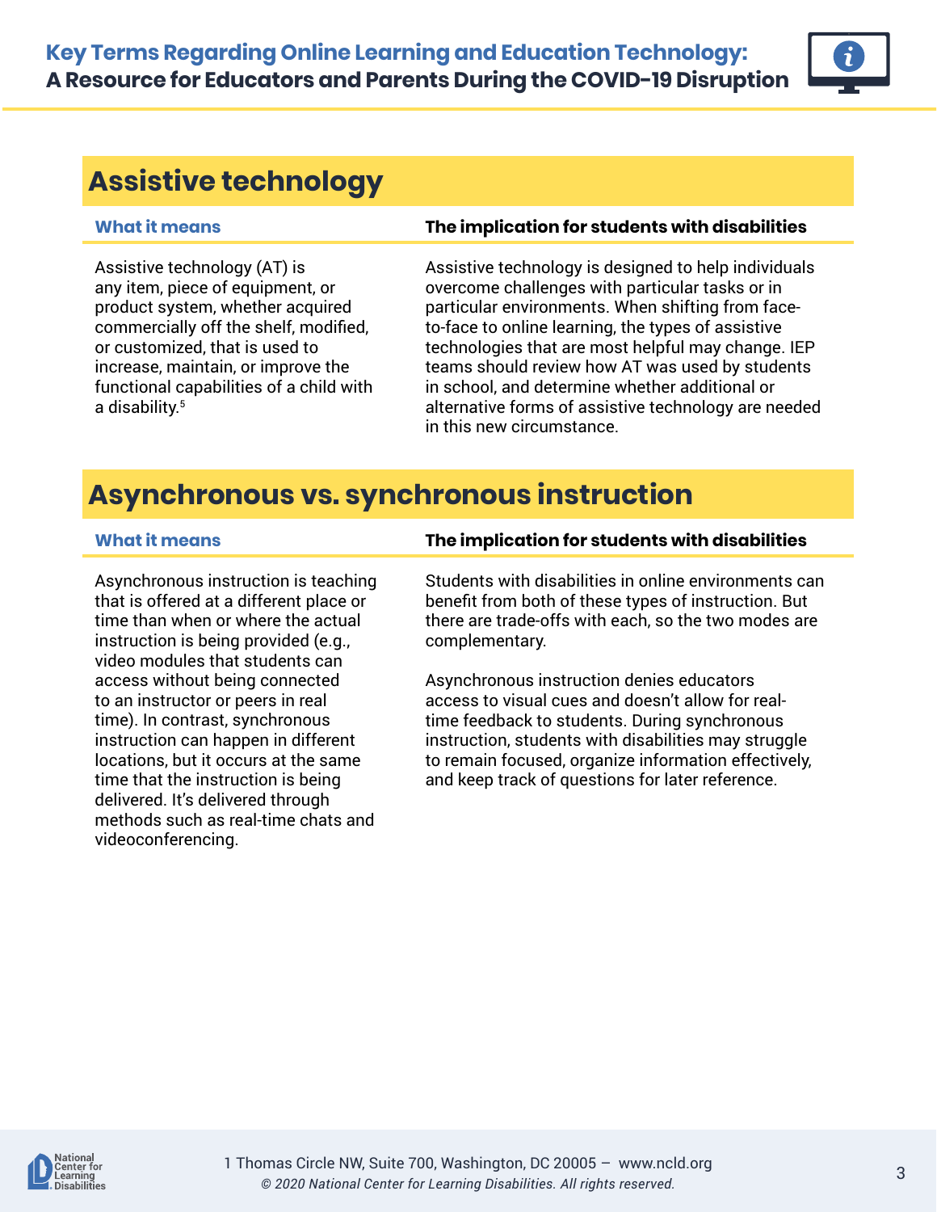## Assistive technology

| What it means | The implication for students with disabilities |
| --- | --- |
| Assistive technology (AT) is any item, piece of equipment, or product system, whether acquired commercially off the shelf, modified, or customized, that is used to increase, maintain, or improve the functional capabilities of a child with a disability.[5] | Assistive technology is designed to help individuals overcome challenges with particular tasks or in particular environments. When shifting from face-to-face to online learning, the types of assistive technologies that are most helpful may change. IEP teams should review how AT was used by students in school, and determine whether additional or alternative forms of assistive technology are needed in this new circumstance. |

## Asynchronous vs. synchronous instruction

| What it means | The implication for students with disabilities |
| --- | --- |
| Asynchronous instruction is teaching that is offered at a different place or time than when or where the actual instruction is being provided (e.g., video modules that students can access without being connected to an instructor or peers in real time). In contrast, synchronous instruction can happen in different locations, but it occurs at the same time that the instruction is being delivered. It's delivered through methods such as real-time chats and videoconferencing. | Students with disabilities in online environments can benefit from both of these types of instruction. But there are trade-offs with each, so the two modes are complementary.<br><br>Asynchronous instruction denies educators access to visual cues and doesn't allow for real-time feedback to students. During synchronous instruction, students with disabilities may struggle to remain focused, organize information effectively, and keep track of questions for later reference. |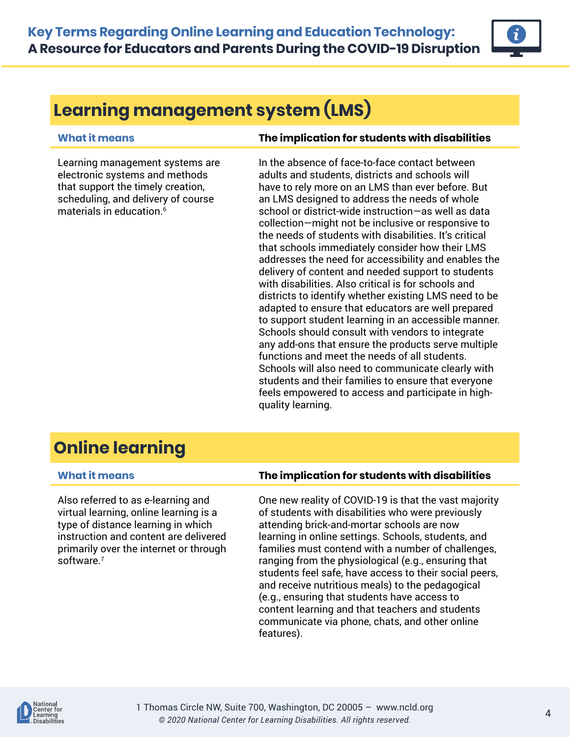## Learning management system (LMS)

| What it means | The implication for students with disabilities |
|---|---|
| Learning management systems are electronic systems and methods that support the timely creation, scheduling, and delivery of course materials in education.[6] | In the absence of face-to-face contact between adults and students, districts and schools will have to rely more on an LMS than ever before. But an LMS designed to address the needs of whole school or district-wide instruction—as well as data collection—might not be inclusive or responsive to the needs of students with disabilities. It's critical that schools immediately consider how their LMS addresses the need for accessibility and enables the delivery of content and needed support to students with disabilities. Also critical is for schools and districts to identify whether existing LMS need to be adapted to ensure that educators are well prepared to support student learning in an accessible manner. Schools should consult with vendors to integrate any add-ons that ensure the products serve multiple functions and meet the needs of all students. Schools will also need to communicate clearly with students and their families to ensure that everyone feels empowered to access and participate in high-quality learning. |

## Online learning

| What it means | The implication for students with disabilities |
|---|---|
| Also referred to as e-learning and virtual learning, online learning is a type of distance learning in which instruction and content are delivered primarily over the internet or through software.[7] | One new reality of COVID-19 is that the vast majority of students with disabilities who were previously attending brick-and-mortar schools are now learning in online settings. Schools, students, and families must contend with a number of challenges, ranging from the physiological (e.g., ensuring that students feel safe, have access to their social peers, and receive nutritious meals) to the pedagogical (e.g., ensuring that students have access to content learning and that teachers and students communicate via phone, chats, and other online features). |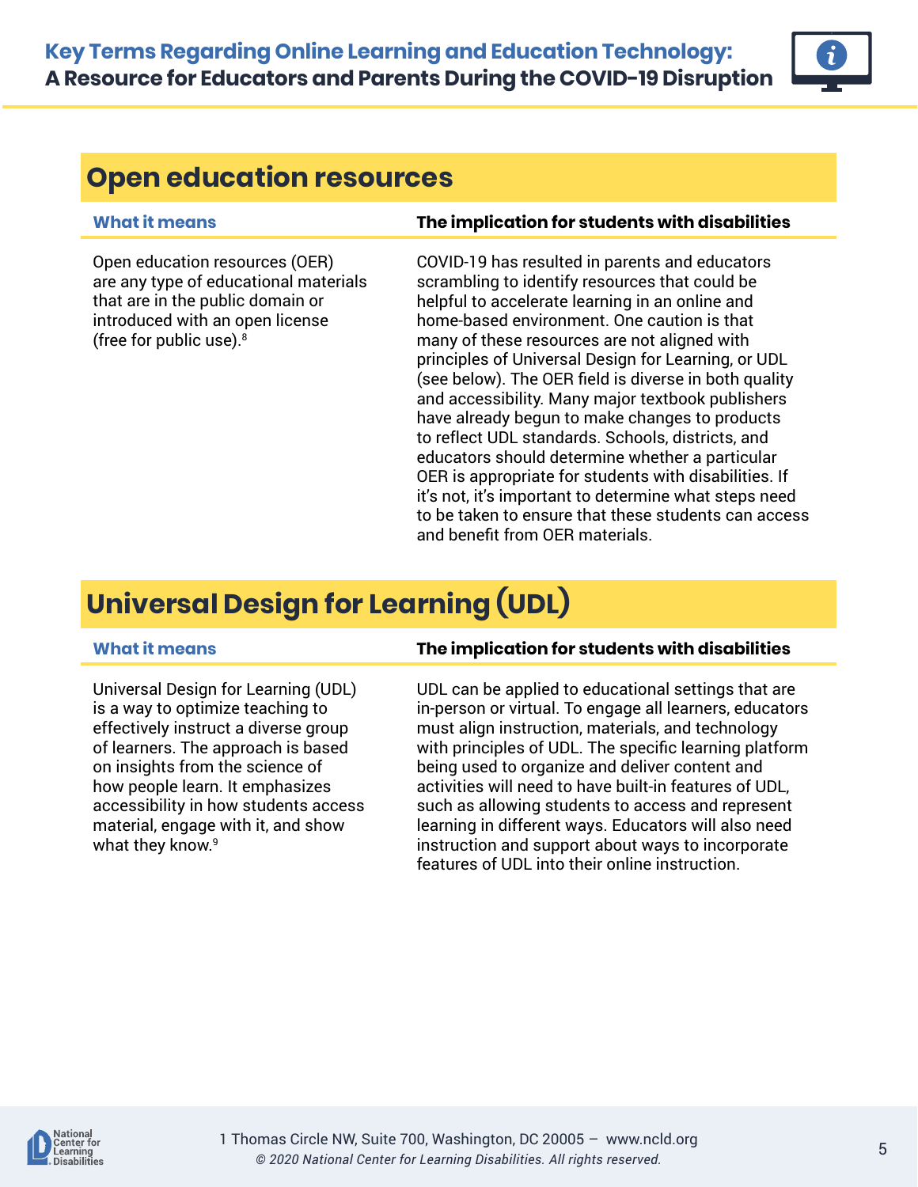## Open education resources

| What it means | The implication for students with disabilities |
|---|---|
| Open education resources (OER) are any type of educational materials that are in the public domain or introduced with an open license (free for public use).[8] | COVID-19 has resulted in parents and educators scrambling to identify resources that could be helpful to accelerate learning in an online and home-based environment. One caution is that many of these resources are not aligned with principles of Universal Design for Learning, or UDL (see below). The OER field is diverse in both quality and accessibility. Many major textbook publishers have already begun to make changes to products to reflect UDL standards. Schools, districts, and educators should determine whether a particular OER is appropriate for students with disabilities. If it's not, it's important to determine what steps need to be taken to ensure that these students can access and benefit from OER materials. |

## Universal Design for Learning (UDL)

| What it means | The implication for students with disabilities |
|---|---|
| Universal Design for Learning (UDL) is a way to optimize teaching to effectively instruct a diverse group of learners. The approach is based on insights from the science of how people learn. It emphasizes accessibility in how students access material, engage with it, and show what they know.[9] | UDL can be applied to educational settings that are in-person or virtual. To engage all learners, educators must align instruction, materials, and technology with principles of UDL. The specific learning platform being used to organize and deliver content and activities will need to have built-in features of UDL, such as allowing students to access and represent learning in different ways. Educators will also need instruction and support about ways to incorporate features of UDL into their online instruction. |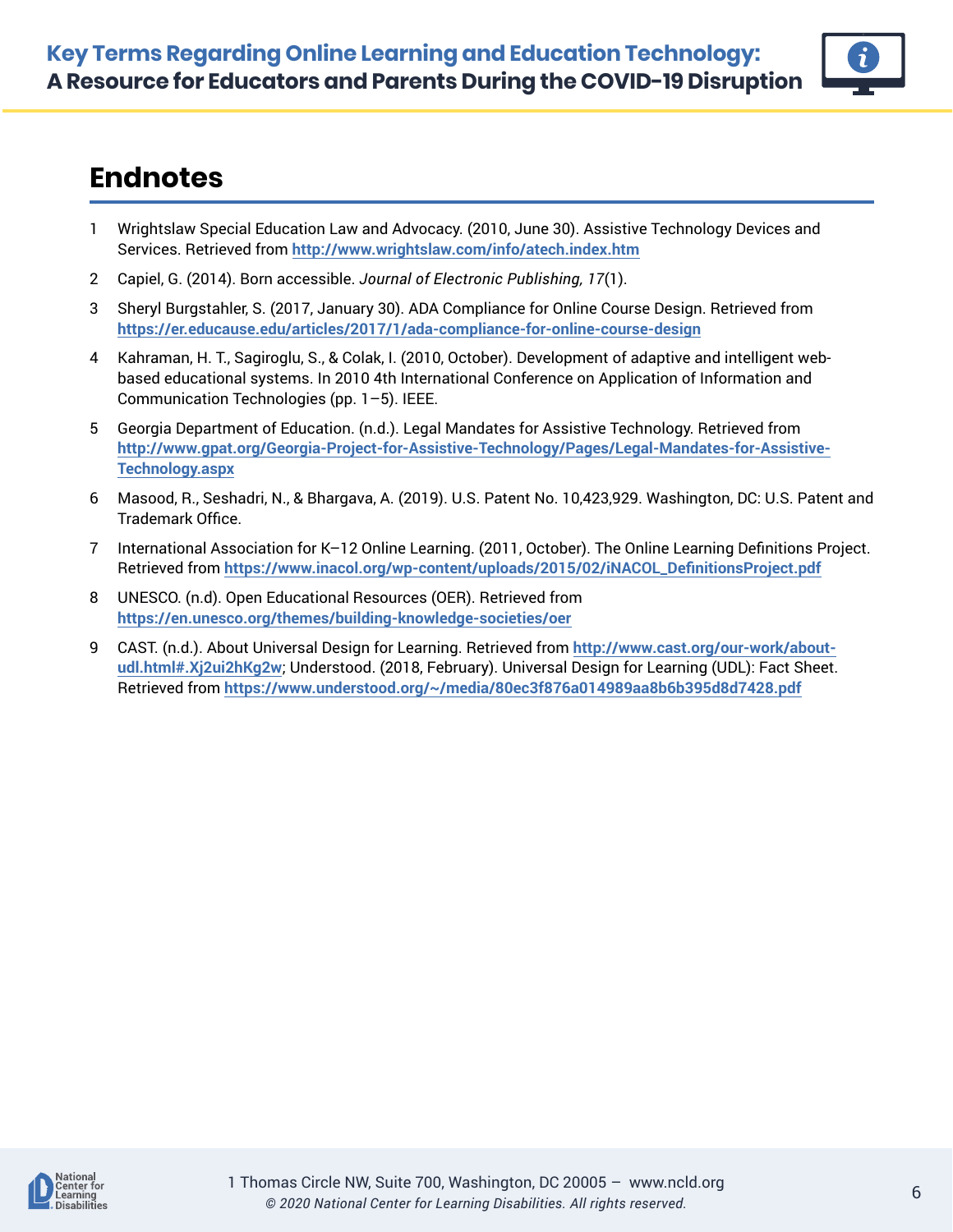## Endnotes

1. Wrightslaw Special Education Law and Advocacy. (2010, June 30). Assistive Technology Devices and Services. Retrieved from http://www.wrightslaw.com/info/atech.index.htm
2. Capiel, G. (2014). Born accessible. *Journal of Electronic Publishing, 17*(1).
3. Sheryl Burgstahler, S. (2017, January 30). ADA Compliance for Online Course Design. Retrieved from https://er.educause.edu/articles/2017/1/ada-compliance-for-online-course-design
4. Kahraman, H. T., Sagiroglu, S., & Colak, I. (2010, October). Development of adaptive and intelligent web-based educational systems. In 2010 4th International Conference on Application of Information and Communication Technologies (pp. 1–5). IEEE.
5. Georgia Department of Education. (n.d.). Legal Mandates for Assistive Technology. Retrieved from http://www.gpat.org/Georgia-Project-for-Assistive-Technology/Pages/Legal-Mandates-for-Assistive-Technology.aspx
6. Masood, R., Seshadri, N., & Bhargava, A. (2019). U.S. Patent No. 10,423,929. Washington, DC: U.S. Patent and Trademark Office.
7. International Association for K–12 Online Learning. (2011, October). The Online Learning Definitions Project. Retrieved from https://www.inacol.org/wp-content/uploads/2015/02/iNACOL_DefinitionsProject.pdf
8. UNESCO. (n.d). Open Educational Resources (OER). Retrieved from https://en.unesco.org/themes/building-knowledge-societies/oer
9. CAST. (n.d.). About Universal Design for Learning. Retrieved from http://www.cast.org/our-work/about-udl.html#.Xj2ui2hKg2w; Understood. (2018, February). Universal Design for Learning (UDL): Fact Sheet. Retrieved from https://www.understood.org/~/media/80ec3f876a014989aa8b6b395d8d7428.pdf